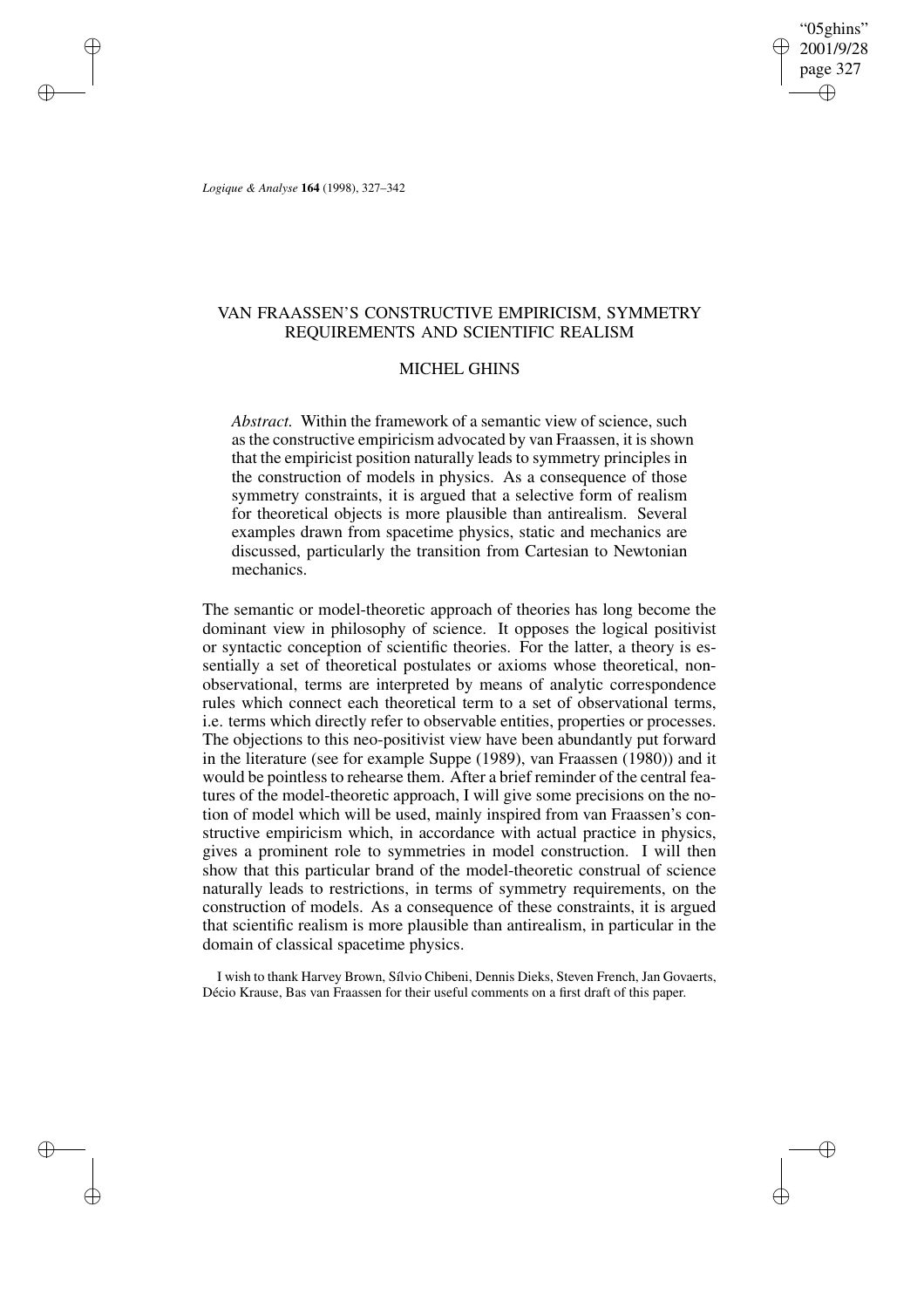# VAN FRAASSEN'S CONSTRUCTIVE EMPIRICISM, SYMMETRY REQUIREMENTS AND SCIENTIFIC REALISM

## MICHEL GHINS

*Abstract.* Within the framework of a semantic view of science, such as the constructive empiricism advocated by van Fraassen, it is shown that the empiricist position naturally leads to symmetry principles in the construction of models in physics. As a consequence of those symmetry constraints, it is argued that a selective form of realism for theoretical objects is more plausible than antirealism. Several examples drawn from spacetime physics, static and mechanics are discussed, particularly the transition from Cartesian to Newtonian mechanics.

The semantic or model-theoretic approach of theories has long become the dominant view in philosophy of science. It opposes the logical positivist or syntactic conception of scientific theories. For the latter, a theory is essentially a set of theoretical postulates or axioms whose theoretical, non-observational, terms are interpreted by means of analytic correspondence rules which connect each theoretical term to a set of observational terms, i.e. terms which directly refer to observable entities, properties or processes. The objections to this neo-positivist view have been abundantly put forward in the literature (see for example Suppe (1989), van Fraassen (1980)) and it would be pointless to rehearse them. After a brief reminder of the central features of the model-theoretic approach, I will give some precisions on the notion of model which will be used, mainly inspired from van Fraassen's constructive empiricism which, in accordance with actual practice in physics, gives a prominent role to symmetries in model construction. I will then show that this particular brand of the model-theoretic construal of science naturally leads to restrictions, in terms of symmetry requirements, on the construction of models. As a consequence of these constraints, it is argued that scientific realism is more plausible than antirealism, in particular in the domain of classical spacetime physics.

I wish to thank Harvey Brown, Sílvio Chibeni, Dennis Dieks, Steven French, Jan Govaerts, Décio Krause, Bas van Fraassen for their useful comments on a first draft of this paper.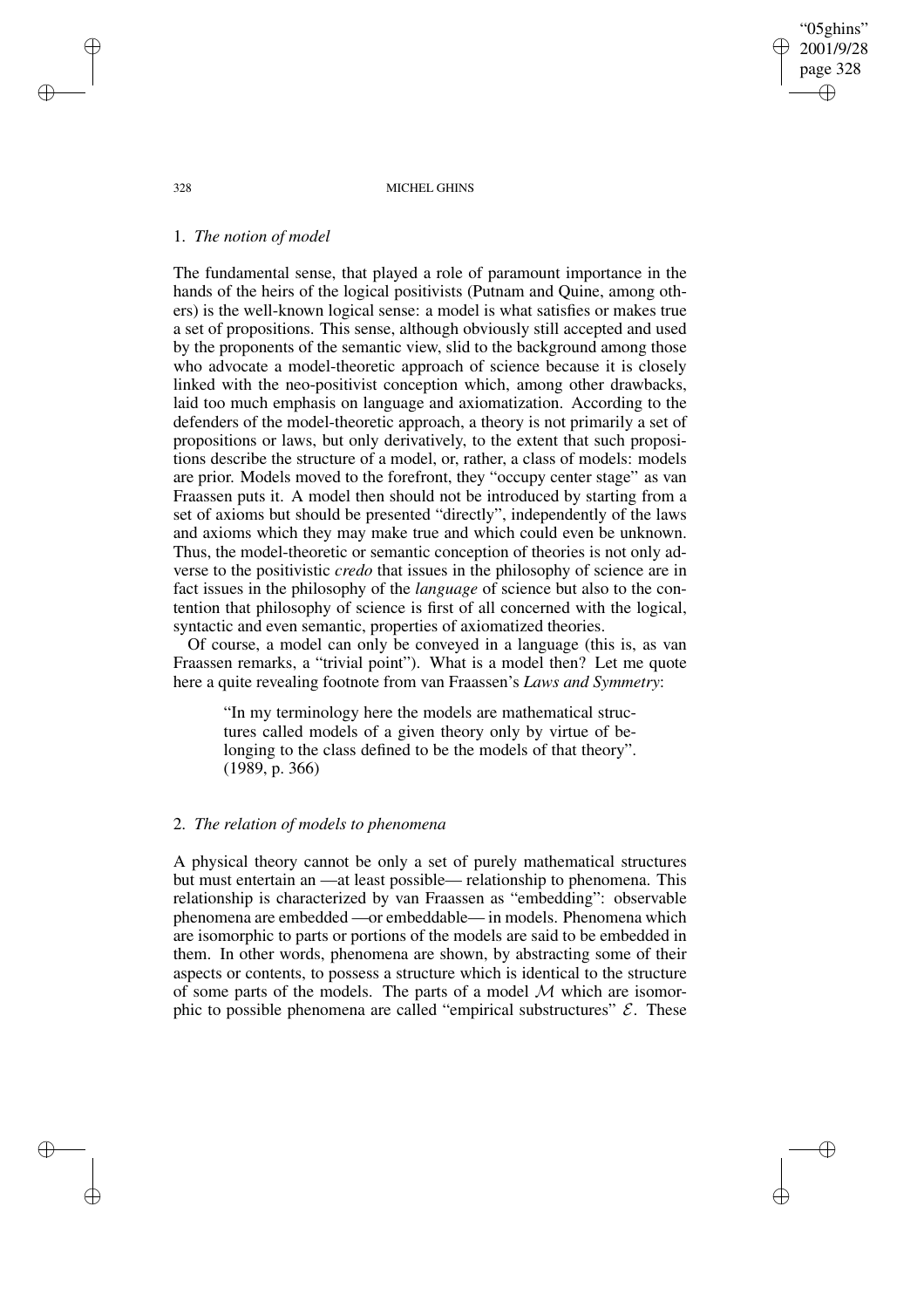## 1. *The notion of model*

The fundamental sense, that played a role of paramount importance in the hands of the heirs of the logical positivists (Putnam and Quine, among others) is the well-known logical sense: a model is what satisfies or makes true a set of propositions. This sense, although obviously still accepted and used by the proponents of the semantic view, slid to the background among those who advocate a model-theoretic approach of science because it is closely linked with the neo-positivist conception which, among other drawbacks, laid too much emphasis on language and axiomatization. According to the defenders of the model-theoretic approach, a theory is not primarily a set of propositions or laws, but only derivatively, to the extent that such propositions describe the structure of a model, or, rather, a class of models: models are prior. Models moved to the forefront, they "occupy center stage" as van Fraassen puts it. A model then should not be introduced by starting from a set of axioms but should be presented "directly", independently of the laws and axioms which they may make true and which could even be unknown. Thus, the model-theoretic or semantic conception of theories is not only adverse to the positivistic *credo* that issues in the philosophy of science are in fact issues in the philosophy of the *language* of science but also to the contention that philosophy of science is first of all concerned with the logical, syntactic and even semantic, properties of axiomatized theories.

Of course, a model can only be conveyed in a language (this is, as van Fraassen remarks, a "trivial point"). What is a model then? Let me quote here a quite revealing footnote from van Fraassen's *Laws and Symmetry*:

> "In my terminology here the models are mathematical structures called models of a given theory only by virtue of belonging to the class defined to be the models of that theory". (1989, p. 366)

## 2. *The relation of models to phenomena*

A physical theory cannot be only a set of purely mathematical structures but must entertain an —at least possible— relationship to phenomena. This relationship is characterized by van Fraassen as "embedding": observable phenomena are embedded —or embeddable— in models. Phenomena which are isomorphic to parts or portions of the models are said to be embedded in them. In other words, phenomena are shown, by abstracting some of their aspects or contents, to possess a structure which is identical to the structure of some parts of the models. The parts of a model $\mathcal{M}$ which are isomorphic to possible phenomena are called "empirical substructures" $\mathcal{E}$. These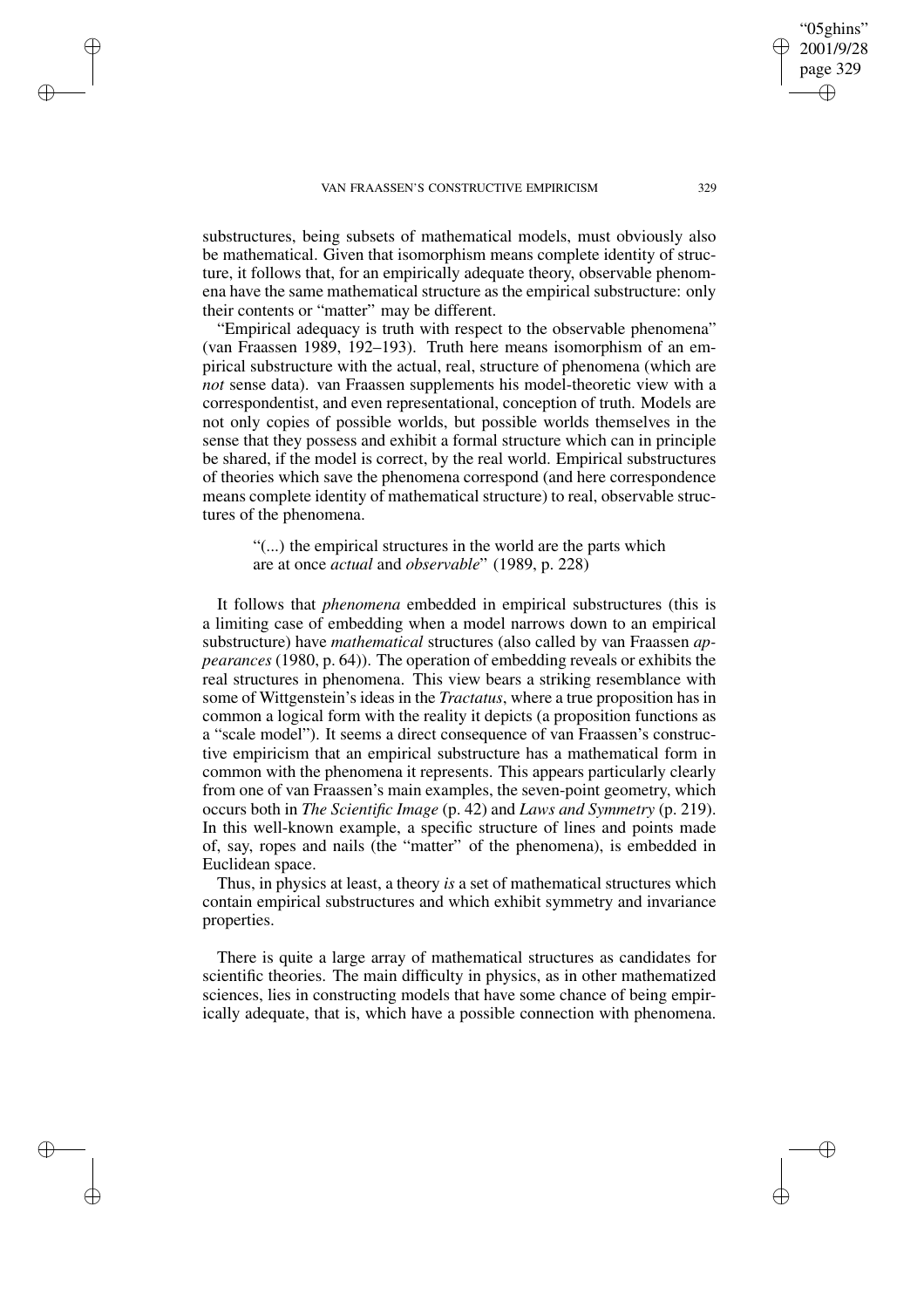substructures, being subsets of mathematical models, must obviously also be mathematical. Given that isomorphism means complete identity of structure, it follows that, for an empirically adequate theory, observable phenomena have the same mathematical structure as the empirical substructure: only their contents or "matter" may be different.

"Empirical adequacy is truth with respect to the observable phenomena" (van Fraassen 1989, 192–193). Truth here means isomorphism of an empirical substructure with the actual, real, structure of phenomena (which are *not* sense data). van Fraassen supplements his model-theoretic view with a correspondentist, and even representational, conception of truth. Models are not only copies of possible worlds, but possible worlds themselves in the sense that they possess and exhibit a formal structure which can in principle be shared, if the model is correct, by the real world. Empirical substructures of theories which save the phenomena correspond (and here correspondence means complete identity of mathematical structure) to real, observable structures of the phenomena.

> "(...) the empirical structures in the world are the parts which are at once *actual* and *observable*" (1989, p. 228)

It follows that *phenomena* embedded in empirical substructures (this is a limiting case of embedding when a model narrows down to an empirical substructure) have *mathematical* structures (also called by van Fraassen *appearances* (1980, p. 64)). The operation of embedding reveals or exhibits the real structures in phenomena. This view bears a striking resemblance with some of Wittgenstein's ideas in the *Tractatus*, where a true proposition has in common a logical form with the reality it depicts (a proposition functions as a "scale model"). It seems a direct consequence of van Fraassen's constructive empiricism that an empirical substructure has a mathematical form in common with the phenomena it represents. This appears particularly clearly from one of van Fraassen's main examples, the seven-point geometry, which occurs both in *The Scientific Image* (p. 42) and *Laws and Symmetry* (p. 219). In this well-known example, a specific structure of lines and points made of, say, ropes and nails (the "matter" of the phenomena), is embedded in Euclidean space.

Thus, in physics at least, a theory *is* a set of mathematical structures which contain empirical substructures and which exhibit symmetry and invariance properties.

There is quite a large array of mathematical structures as candidates for scientific theories. The main difficulty in physics, as in other mathematized sciences, lies in constructing models that have some chance of being empirically adequate, that is, which have a possible connection with phenomena.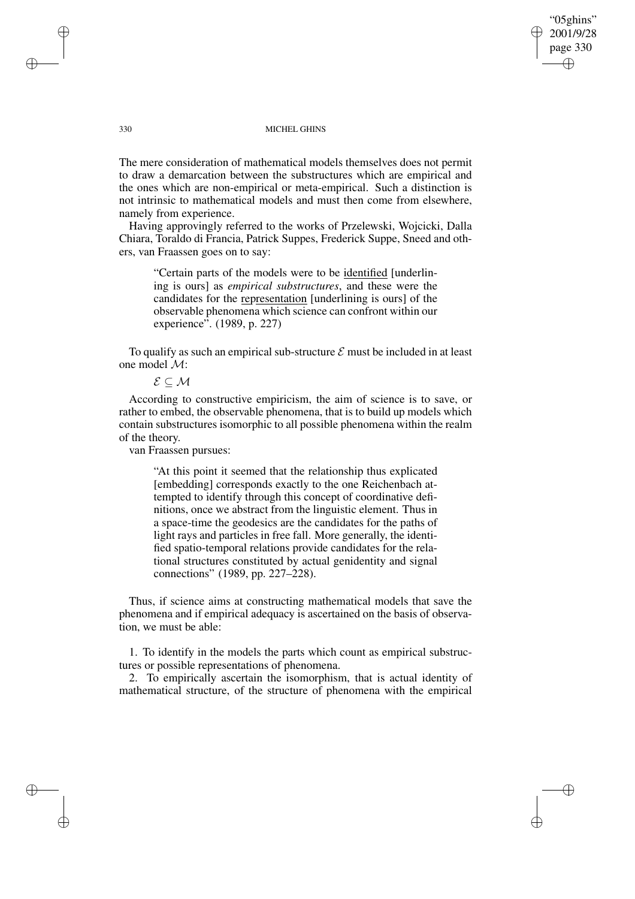The mere consideration of mathematical models themselves does not permit to draw a demarcation between the substructures which are empirical and the ones which are non-empirical or meta-empirical. Such a distinction is not intrinsic to mathematical models and must then come from elsewhere, namely from experience.

Having approvingly referred to the works of Przelewski, Wojcicki, Dalla Chiara, Toraldo di Francia, Patrick Suppes, Frederick Suppe, Sneed and others, van Fraassen goes on to say:

> "Certain parts of the models were to be identified [underlining is ours] as *empirical substructures*, and these were the candidates for the representation [underlining is ours] of the observable phenomena which science can confront within our experience". (1989, p. 227)

To qualify as such an empirical sub-structure $\mathcal{E}$ must be included in at least one model $\mathcal{M}$:

$$\mathcal{E} \subseteq \mathcal{M}$$

According to constructive empiricism, the aim of science is to save, or rather to embed, the observable phenomena, that is to build up models which contain substructures isomorphic to all possible phenomena within the realm of the theory.

van Fraassen pursues:

> "At this point it seemed that the relationship thus explicated [embedding] corresponds exactly to the one Reichenbach attempted to identify through this concept of coordinative definitions, once we abstract from the linguistic element. Thus in a space-time the geodesics are the candidates for the paths of light rays and particles in free fall. More generally, the identified spatio-temporal relations provide candidates for the relational structures constituted by actual genidentity and signal connections" (1989, pp. 227–228).

Thus, if science aims at constructing mathematical models that save the phenomena and if empirical adequacy is ascertained on the basis of observation, we must be able:

1. To identify in the models the parts which count as empirical substructures or possible representations of phenomena.

2. To empirically ascertain the isomorphism, that is actual identity of mathematical structure, of the structure of phenomena with the empirical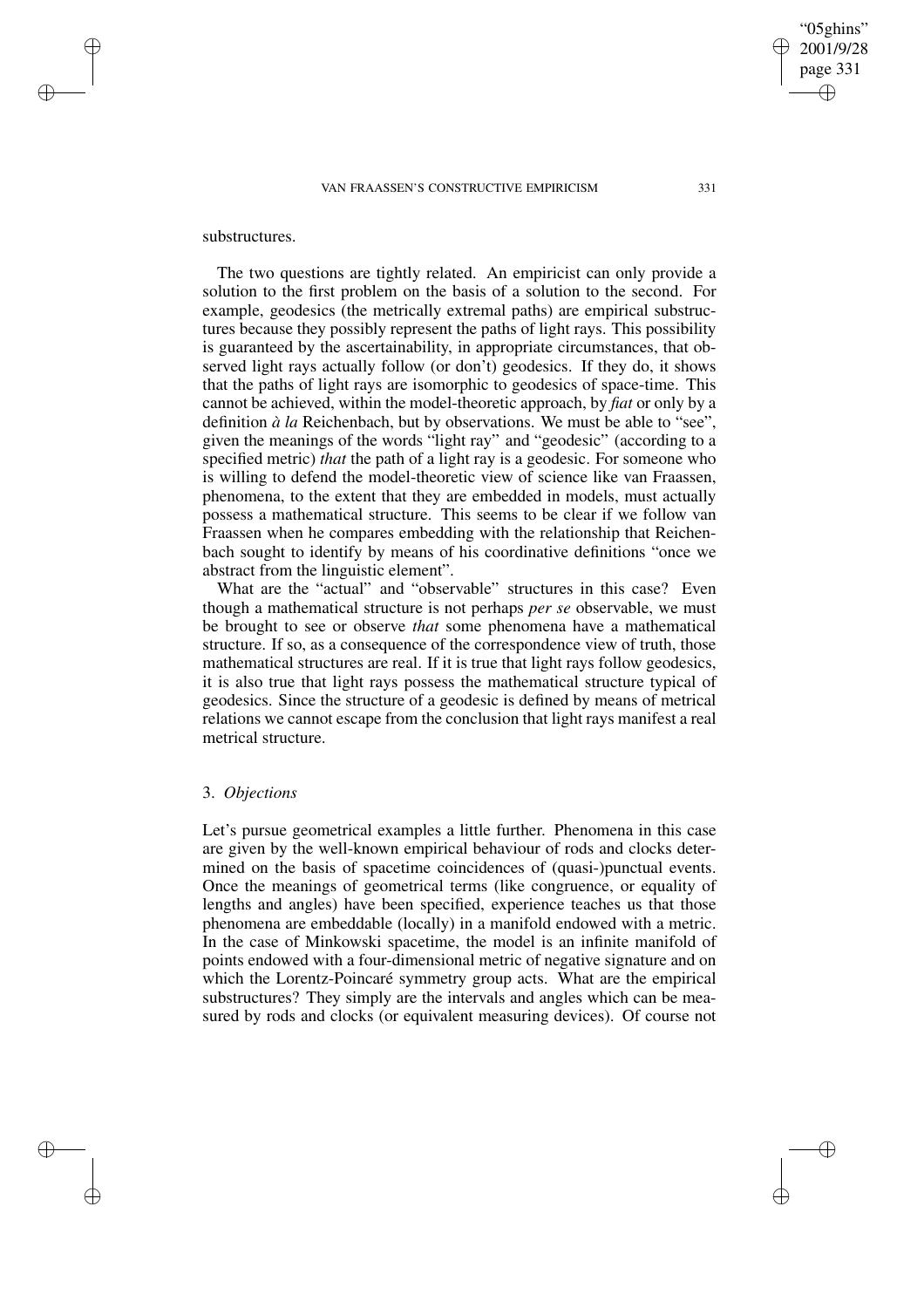substructures.

The two questions are tightly related. An empiricist can only provide a solution to the first problem on the basis of a solution to the second. For example, geodesics (the metrically extremal paths) are empirical substructures because they possibly represent the paths of light rays. This possibility is guaranteed by the ascertainability, in appropriate circumstances, that observed light rays actually follow (or don't) geodesics. If they do, it shows that the paths of light rays are isomorphic to geodesics of space-time. This cannot be achieved, within the model-theoretic approach, by *fiat* or only by a definition *à la* Reichenbach, but by observations. We must be able to "see", given the meanings of the words "light ray" and "geodesic" (according to a specified metric) *that* the path of a light ray is a geodesic. For someone who is willing to defend the model-theoretic view of science like van Fraassen, phenomena, to the extent that they are embedded in models, must actually possess a mathematical structure. This seems to be clear if we follow van Fraassen when he compares embedding with the relationship that Reichenbach sought to identify by means of his coordinative definitions "once we abstract from the linguistic element".

What are the "actual" and "observable" structures in this case? Even though a mathematical structure is not perhaps *per se* observable, we must be brought to see or observe *that* some phenomena have a mathematical structure. If so, as a consequence of the correspondence view of truth, those mathematical structures are real. If it is true that light rays follow geodesics, it is also true that light rays possess the mathematical structure typical of geodesics. Since the structure of a geodesic is defined by means of metrical relations we cannot escape from the conclusion that light rays manifest a real metrical structure.

## 3. *Objections*

Let's pursue geometrical examples a little further. Phenomena in this case are given by the well-known empirical behaviour of rods and clocks determined on the basis of spacetime coincidences of (quasi-)punctual events. Once the meanings of geometrical terms (like congruence, or equality of lengths and angles) have been specified, experience teaches us that those phenomena are embeddable (locally) in a manifold endowed with a metric. In the case of Minkowski spacetime, the model is an infinite manifold of points endowed with a four-dimensional metric of negative signature and on which the Lorentz-Poincaré symmetry group acts. What are the empirical substructures? They simply are the intervals and angles which can be measured by rods and clocks (or equivalent measuring devices). Of course not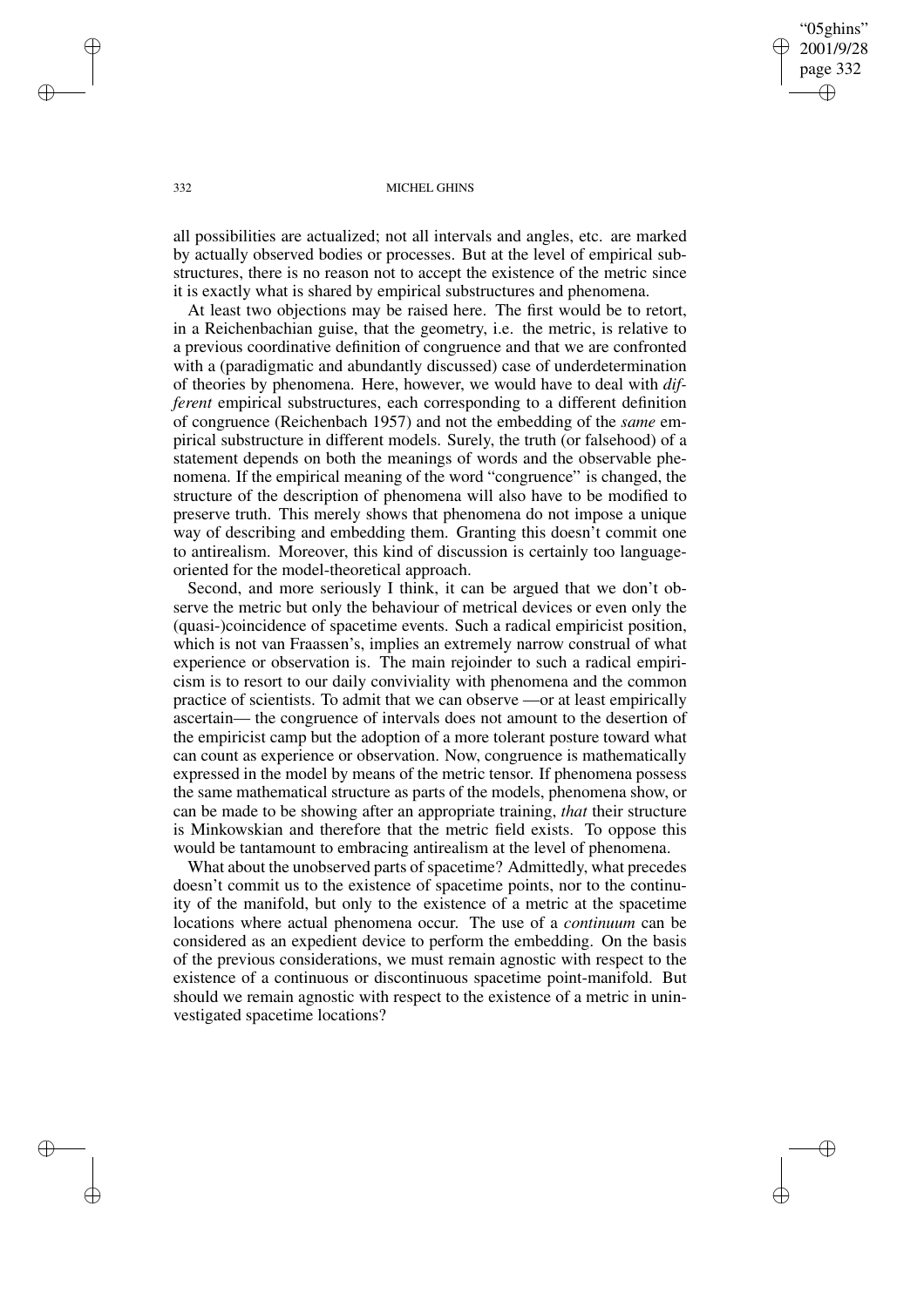all possibilities are actualized; not all intervals and angles, etc. are marked by actually observed bodies or processes. But at the level of empirical substructures, there is no reason not to accept the existence of the metric since it is exactly what is shared by empirical substructures and phenomena.

At least two objections may be raised here. The first would be to retort, in a Reichenbachian guise, that the geometry, i.e. the metric, is relative to a previous coordinative definition of congruence and that we are confronted with a (paradigmatic and abundantly discussed) case of underdetermination of theories by phenomena. Here, however, we would have to deal with *different* empirical substructures, each corresponding to a different definition of congruence (Reichenbach 1957) and not the embedding of the *same* empirical substructure in different models. Surely, the truth (or falsehood) of a statement depends on both the meanings of words and the observable phenomena. If the empirical meaning of the word "congruence" is changed, the structure of the description of phenomena will also have to be modified to preserve truth. This merely shows that phenomena do not impose a unique way of describing and embedding them. Granting this doesn't commit one to antirealism. Moreover, this kind of discussion is certainly too language-oriented for the model-theoretical approach.

Second, and more seriously I think, it can be argued that we don't observe the metric but only the behaviour of metrical devices or even only the (quasi-)coincidence of spacetime events. Such a radical empiricist position, which is not van Fraassen's, implies an extremely narrow construal of what experience or observation is. The main rejoinder to such a radical empiricism is to resort to our daily conviviality with phenomena and the common practice of scientists. To admit that we can observe —or at least empirically ascertain— the congruence of intervals does not amount to the desertion of the empiricist camp but the adoption of a more tolerant posture toward what can count as experience or observation. Now, congruence is mathematically expressed in the model by means of the metric tensor. If phenomena possess the same mathematical structure as parts of the models, phenomena show, or can be made to be showing after an appropriate training, *that* their structure is Minkowskian and therefore that the metric field exists. To oppose this would be tantamount to embracing antirealism at the level of phenomena.

What about the unobserved parts of spacetime? Admittedly, what precedes doesn't commit us to the existence of spacetime points, nor to the continuity of the manifold, but only to the existence of a metric at the spacetime locations where actual phenomena occur. The use of a *continuum* can be considered as an expedient device to perform the embedding. On the basis of the previous considerations, we must remain agnostic with respect to the existence of a continuous or discontinuous spacetime point-manifold. But should we remain agnostic with respect to the existence of a metric in uninvestigated spacetime locations?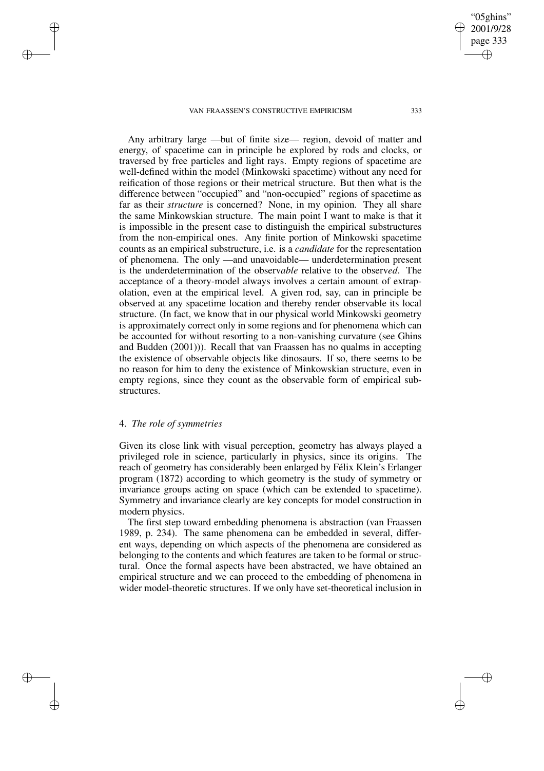Any arbitrary large —but of finite size— region, devoid of matter and energy, of spacetime can in principle be explored by rods and clocks, or traversed by free particles and light rays. Empty regions of spacetime are well-defined within the model (Minkowski spacetime) without any need for reification of those regions or their metrical structure. But then what is the difference between "occupied" and "non-occupied" regions of spacetime as far as their *structure* is concerned? None, in my opinion. They all share the same Minkowskian structure. The main point I want to make is that it is impossible in the present case to distinguish the empirical substructures from the non-empirical ones. Any finite portion of Minkowski spacetime counts as an empirical substructure, i.e. is a *candidate* for the representation of phenomena. The only —and unavoidable— underdetermination present is the underdetermination of the observ*able* relative to the observ*ed*. The acceptance of a theory-model always involves a certain amount of extrapolation, even at the empirical level. A given rod, say, can in principle be observed at any spacetime location and thereby render observable its local structure. (In fact, we know that in our physical world Minkowski geometry is approximately correct only in some regions and for phenomena which can be accounted for without resorting to a non-vanishing curvature (see Ghins and Budden (2001))). Recall that van Fraassen has no qualms in accepting the existence of observable objects like dinosaurs. If so, there seems to be no reason for him to deny the existence of Minkowskian structure, even in empty regions, since they count as the observable form of empirical substructures.

## 4. *The role of symmetries*

Given its close link with visual perception, geometry has always played a privileged role in science, particularly in physics, since its origins. The reach of geometry has considerably been enlarged by Félix Klein's Erlanger program (1872) according to which geometry is the study of symmetry or invariance groups acting on space (which can be extended to spacetime). Symmetry and invariance clearly are key concepts for model construction in modern physics.

The first step toward embedding phenomena is abstraction (van Fraassen 1989, p. 234). The same phenomena can be embedded in several, different ways, depending on which aspects of the phenomena are considered as belonging to the contents and which features are taken to be formal or structural. Once the formal aspects have been abstracted, we have obtained an empirical structure and we can proceed to the embedding of phenomena in wider model-theoretic structures. If we only have set-theoretical inclusion in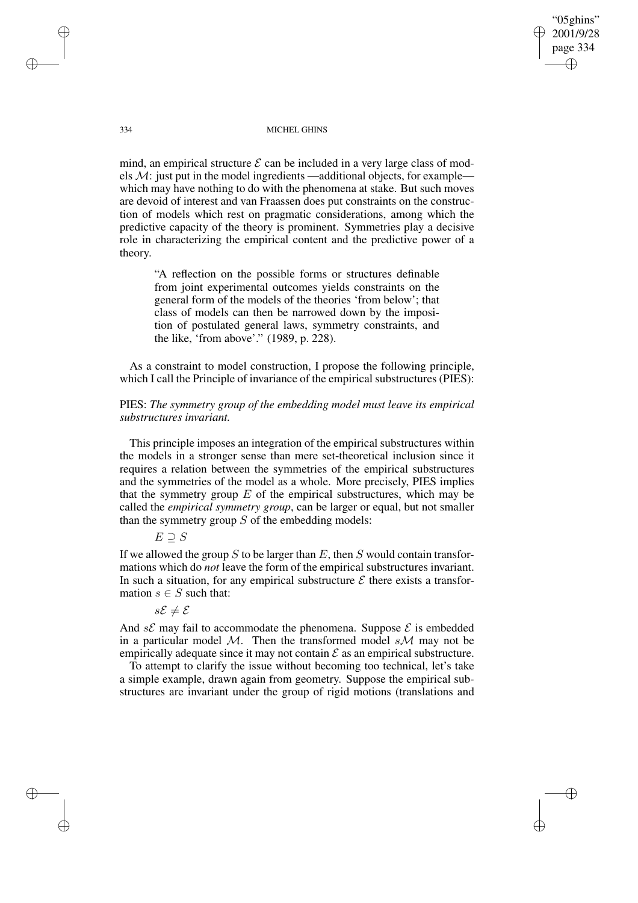mind, an empirical structure $\mathcal{E}$ can be included in a very large class of models $\mathcal{M}$: just put in the model ingredients —additional objects, for example— which may have nothing to do with the phenomena at stake. But such moves are devoid of interest and van Fraassen does put constraints on the construction of models which rest on pragmatic considerations, among which the predictive capacity of the theory is prominent. Symmetries play a decisive role in characterizing the empirical content and the predictive power of a theory.

> "A reflection on the possible forms or structures definable from joint experimental outcomes yields constraints on the general form of the models of the theories 'from below'; that class of models can then be narrowed down by the imposition of postulated general laws, symmetry constraints, and the like, 'from above'." (1989, p. 228).

As a constraint to model construction, I propose the following principle, which I call the Principle of invariance of the empirical substructures (PIES):

PIES: *The symmetry group of the embedding model must leave its empirical substructures invariant.*

This principle imposes an integration of the empirical substructures within the models in a stronger sense than mere set-theoretical inclusion since it requires a relation between the symmetries of the empirical substructures and the symmetries of the model as a whole. More precisely, PIES implies that the symmetry group $E$ of the empirical substructures, which may be called the *empirical symmetry group*, can be larger or equal, but not smaller than the symmetry group $S$ of the embedding models:

$$E \supseteq S$$

If we allowed the group $S$ to be larger than $E$, then $S$ would contain transformations which do *not* leave the form of the empirical substructures invariant. In such a situation, for any empirical substructure $\mathcal{E}$ there exists a transformation $s \in S$ such that:

$$s\mathcal{E} \neq \mathcal{E}$$

And $s\mathcal{E}$ may fail to accommodate the phenomena. Suppose $\mathcal{E}$ is embedded in a particular model $\mathcal{M}$. Then the transformed model $s\mathcal{M}$ may not be empirically adequate since it may not contain $\mathcal{E}$ as an empirical substructure.

To attempt to clarify the issue without becoming too technical, let's take a simple example, drawn again from geometry. Suppose the empirical substructures are invariant under the group of rigid motions (translations and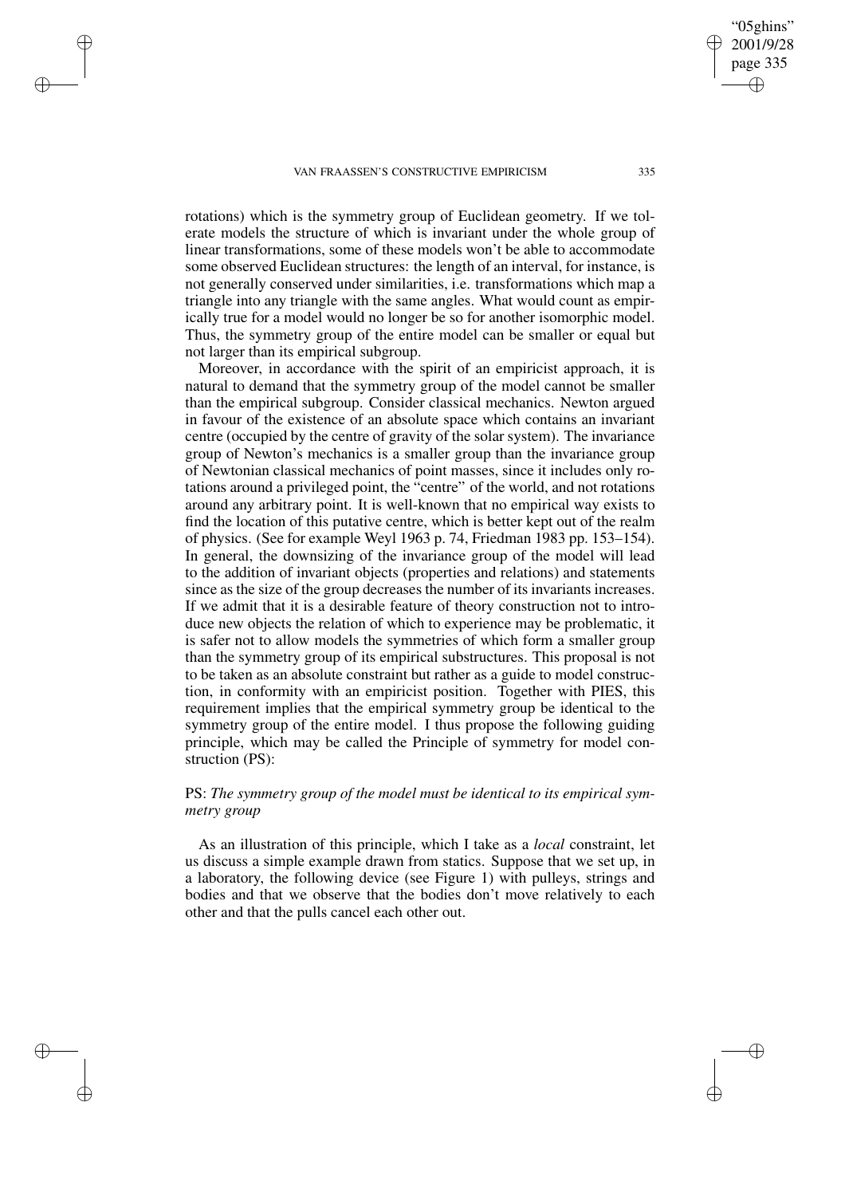rotations) which is the symmetry group of Euclidean geometry. If we tolerate models the structure of which is invariant under the whole group of linear transformations, some of these models won't be able to accommodate some observed Euclidean structures: the length of an interval, for instance, is not generally conserved under similarities, i.e. transformations which map a triangle into any triangle with the same angles. What would count as empirically true for a model would no longer be so for another isomorphic model. Thus, the symmetry group of the entire model can be smaller or equal but not larger than its empirical subgroup.

Moreover, in accordance with the spirit of an empiricist approach, it is natural to demand that the symmetry group of the model cannot be smaller than the empirical subgroup. Consider classical mechanics. Newton argued in favour of the existence of an absolute space which contains an invariant centre (occupied by the centre of gravity of the solar system). The invariance group of Newton's mechanics is a smaller group than the invariance group of Newtonian classical mechanics of point masses, since it includes only rotations around a privileged point, the "centre" of the world, and not rotations around any arbitrary point. It is well-known that no empirical way exists to find the location of this putative centre, which is better kept out of the realm of physics. (See for example Weyl 1963 p. 74, Friedman 1983 pp. 153–154). In general, the downsizing of the invariance group of the model will lead to the addition of invariant objects (properties and relations) and statements since as the size of the group decreases the number of its invariants increases. If we admit that it is a desirable feature of theory construction not to introduce new objects the relation of which to experience may be problematic, it is safer not to allow models the symmetries of which form a smaller group than the symmetry group of its empirical substructures. This proposal is not to be taken as an absolute constraint but rather as a guide to model construction, in conformity with an empiricist position. Together with PIES, this requirement implies that the empirical symmetry group be identical to the symmetry group of the entire model. I thus propose the following guiding principle, which may be called the Principle of symmetry for model construction (PS):

PS: *The symmetry group of the model must be identical to its empirical symmetry group*

As an illustration of this principle, which I take as a *local* constraint, let us discuss a simple example drawn from statics. Suppose that we set up, in a laboratory, the following device (see Figure 1) with pulleys, strings and bodies and that we observe that the bodies don't move relatively to each other and that the pulls cancel each other out.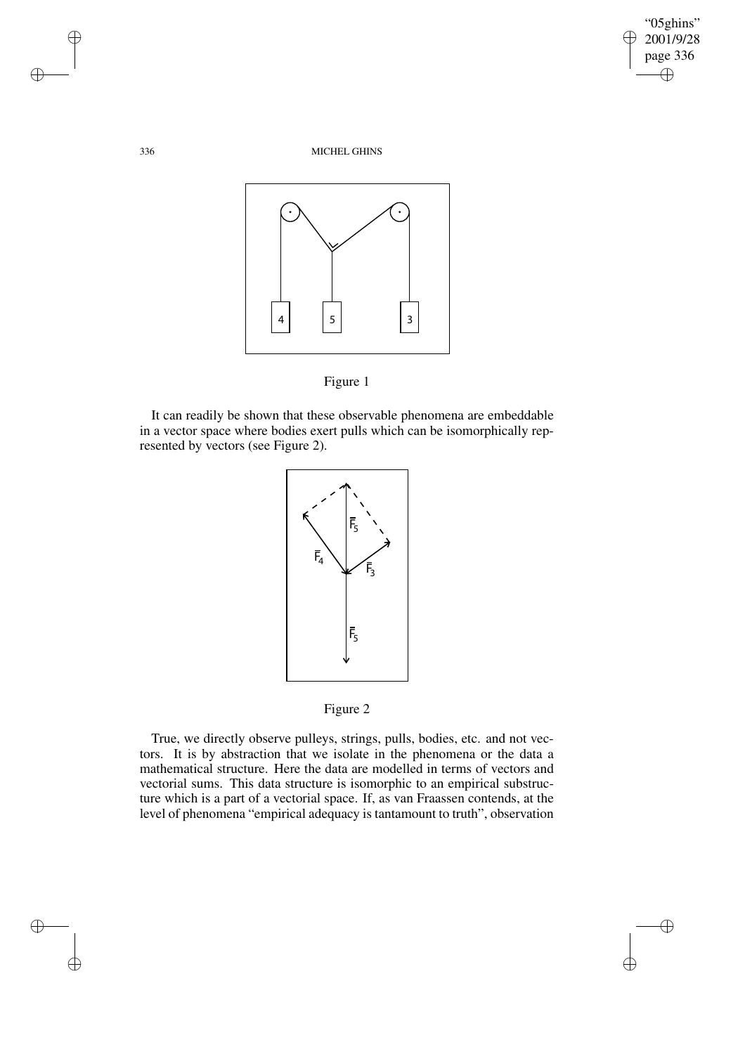Figure 1

It can readily be shown that these observable phenomena are embeddable in a vector space where bodies exert pulls which can be isomorphically represented by vectors (see Figure 2).

Figure 2

True, we directly observe pulleys, strings, pulls, bodies, etc. and not vectors. It is by abstraction that we isolate in the phenomena or the data a mathematical structure. Here the data are modelled in terms of vectors and vectorial sums. This data structure is isomorphic to an empirical substructure which is a part of a vectorial space. If, as van Fraassen contends, at the level of phenomena "empirical adequacy is tantamount to truth", observation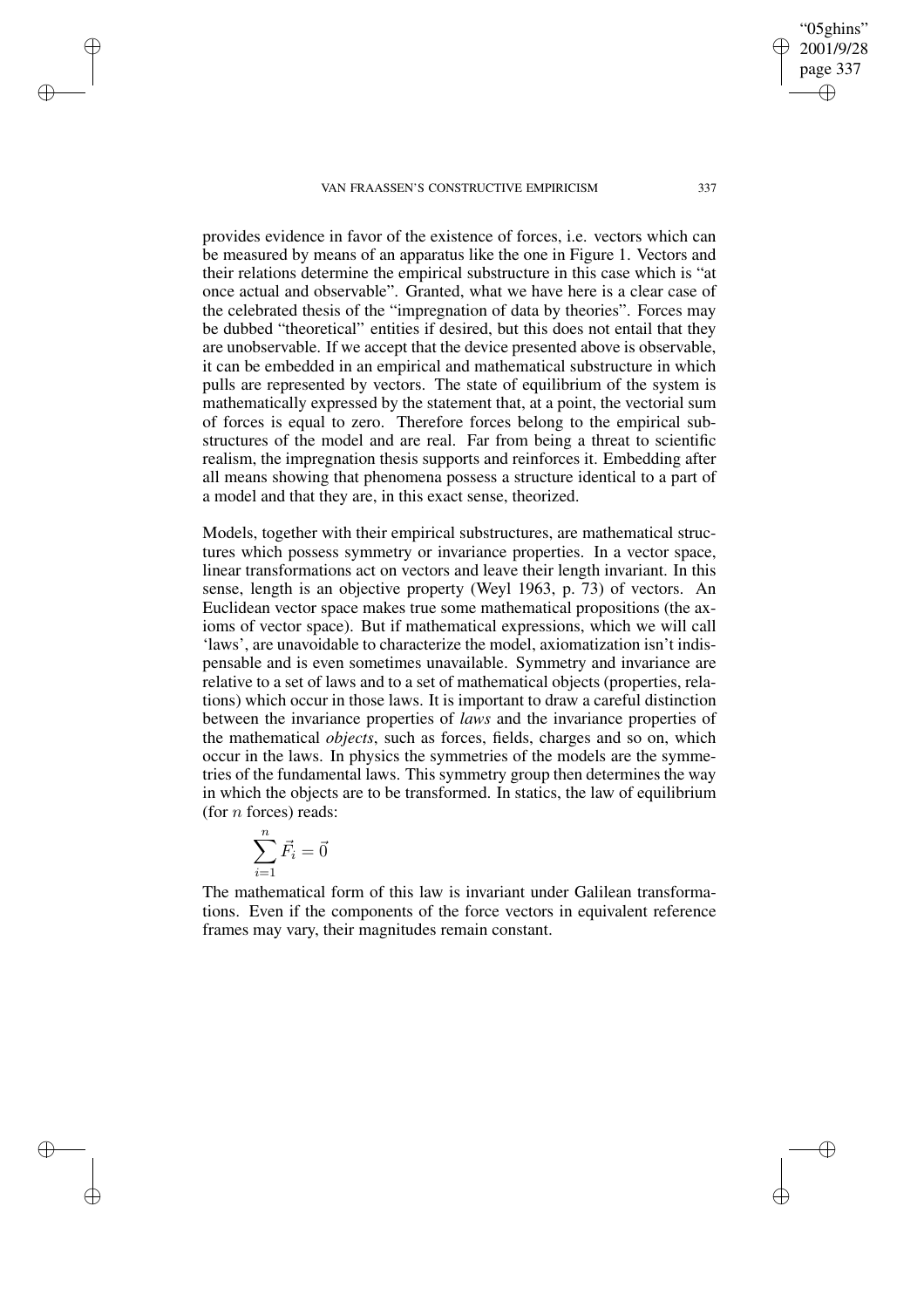provides evidence in favor of the existence of forces, i.e. vectors which can be measured by means of an apparatus like the one in Figure 1. Vectors and their relations determine the empirical substructure in this case which is "at once actual and observable". Granted, what we have here is a clear case of the celebrated thesis of the "impregnation of data by theories". Forces may be dubbed "theoretical" entities if desired, but this does not entail that they are unobservable. If we accept that the device presented above is observable, it can be embedded in an empirical and mathematical substructure in which pulls are represented by vectors. The state of equilibrium of the system is mathematically expressed by the statement that, at a point, the vectorial sum of forces is equal to zero. Therefore forces belong to the empirical substructures of the model and are real. Far from being a threat to scientific realism, the impregnation thesis supports and reinforces it. Embedding after all means showing that phenomena possess a structure identical to a part of a model and that they are, in this exact sense, theorized.

Models, together with their empirical substructures, are mathematical structures which possess symmetry or invariance properties. In a vector space, linear transformations act on vectors and leave their length invariant. In this sense, length is an objective property (Weyl 1963, p. 73) of vectors. An Euclidean vector space makes true some mathematical propositions (the axioms of vector space). But if mathematical expressions, which we will call 'laws', are unavoidable to characterize the model, axiomatization isn't indispensable and is even sometimes unavailable. Symmetry and invariance are relative to a set of laws and to a set of mathematical objects (properties, relations) which occur in those laws. It is important to draw a careful distinction between the invariance properties of *laws* and the invariance properties of the mathematical *objects*, such as forces, fields, charges and so on, which occur in the laws. In physics the symmetries of the models are the symmetries of the fundamental laws. This symmetry group then determines the way in which the objects are to be transformed. In statics, the law of equilibrium (for $n$ forces) reads:

$$\sum_{i=1}^{n} \vec{F_i} = \vec{0}$$

The mathematical form of this law is invariant under Galilean transformations. Even if the components of the force vectors in equivalent reference frames may vary, their magnitudes remain constant.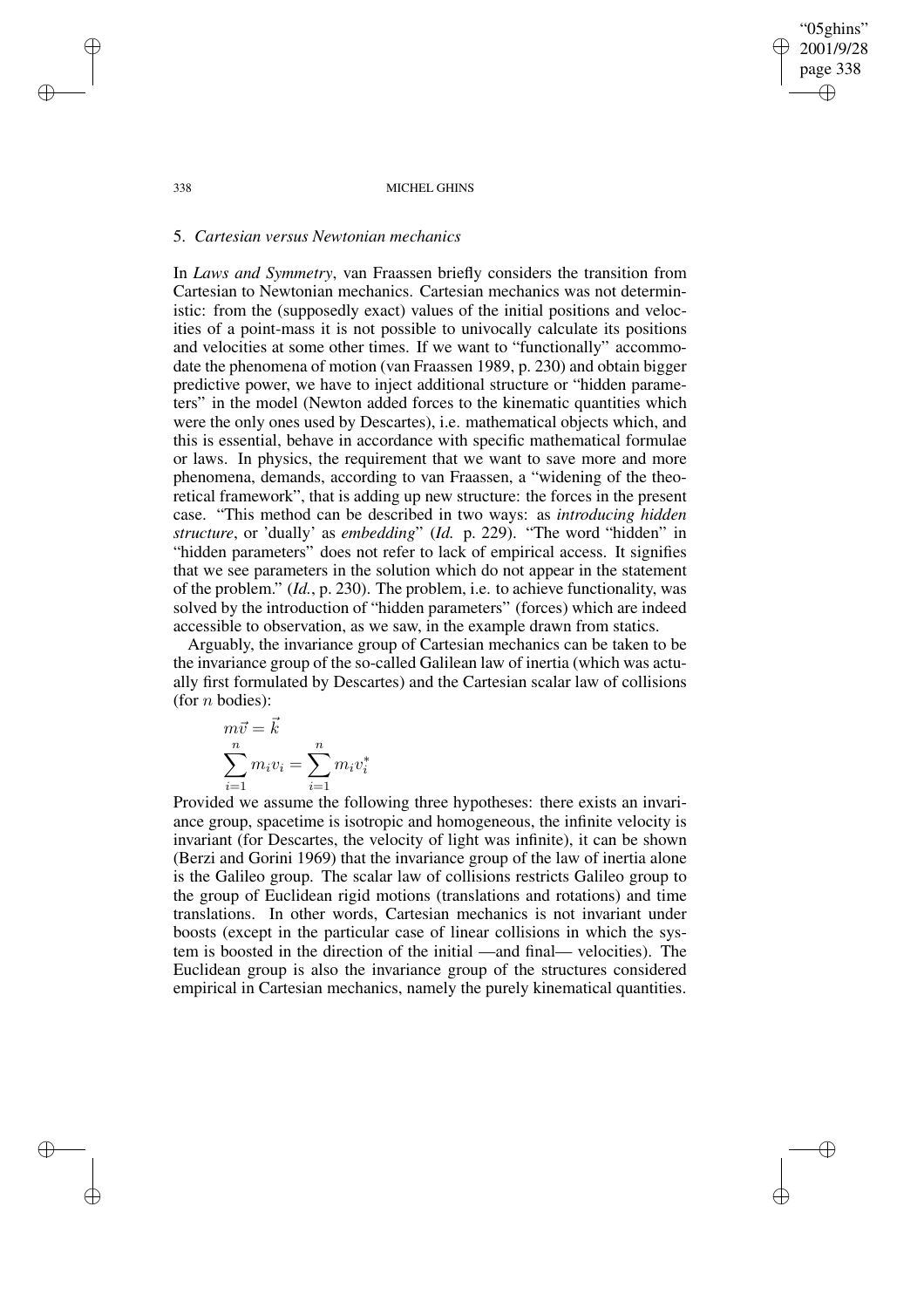## 5. *Cartesian versus Newtonian mechanics*

In *Laws and Symmetry*, van Fraassen briefly considers the transition from Cartesian to Newtonian mechanics. Cartesian mechanics was not deterministic: from the (supposedly exact) values of the initial positions and velocities of a point-mass it is not possible to univocally calculate its positions and velocities at some other times. If we want to "functionally" accommodate the phenomena of motion (van Fraassen 1989, p. 230) and obtain bigger predictive power, we have to inject additional structure or "hidden parameters" in the model (Newton added forces to the kinematic quantities which were the only ones used by Descartes), i.e. mathematical objects which, and this is essential, behave in accordance with specific mathematical formulae or laws. In physics, the requirement that we want to save more and more phenomena, demands, according to van Fraassen, a "widening of the theoretical framework", that is adding up new structure: the forces in the present case. "This method can be described in two ways: as *introducing hidden structure*, or 'dually' as *embedding*" (*Id.* p. 229). "The word "hidden" in "hidden parameters" does not refer to lack of empirical access. It signifies that we see parameters in the solution which do not appear in the statement of the problem." (*Id.*, p. 230). The problem, i.e. to achieve functionality, was solved by the introduction of "hidden parameters" (forces) which are indeed accessible to observation, as we saw, in the example drawn from statics.

Arguably, the invariance group of Cartesian mechanics can be taken to be the invariance group of the so-called Galilean law of inertia (which was actually first formulated by Descartes) and the Cartesian scalar law of collisions (for $n$ bodies):

$$m\vec{v} = \vec{k}$$

$$\sum_{i=1}^{n} m_i v_i = \sum_{i=1}^{n} m_i v_i^*$$

Provided we assume the following three hypotheses: there exists an invariance group, spacetime is isotropic and homogeneous, the infinite velocity is invariant (for Descartes, the velocity of light was infinite), it can be shown (Berzi and Gorini 1969) that the invariance group of the law of inertia alone is the Galileo group. The scalar law of collisions restricts Galileo group to the group of Euclidean rigid motions (translations and rotations) and time translations. In other words, Cartesian mechanics is not invariant under boosts (except in the particular case of linear collisions in which the system is boosted in the direction of the initial —and final— velocities). The Euclidean group is also the invariance group of the structures considered empirical in Cartesian mechanics, namely the purely kinematical quantities.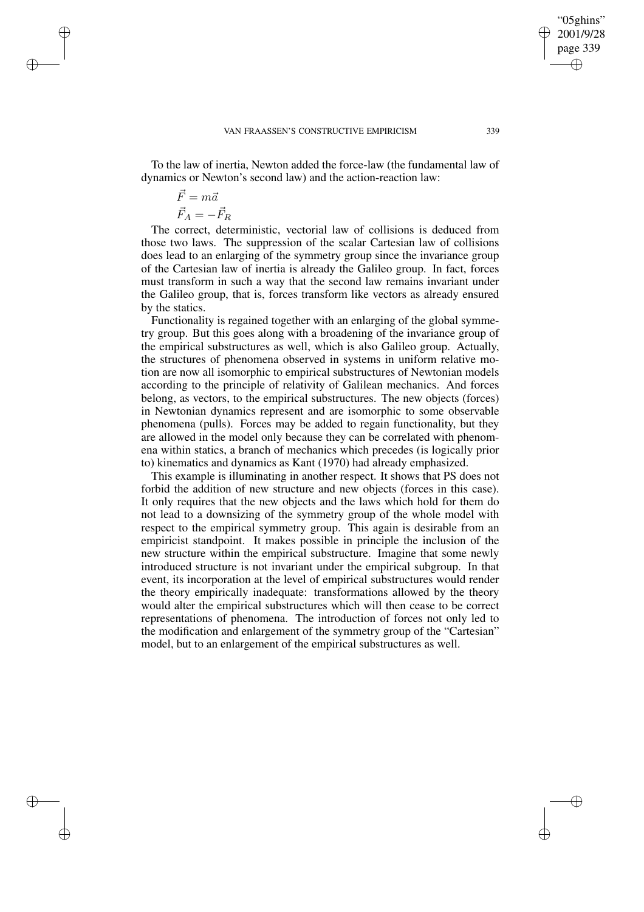To the law of inertia, Newton added the force-law (the fundamental law of dynamics or Newton's second law) and the action-reaction law:

$$\vec{F} = m\vec{a}$$

$$\vec{F}_A = -\vec{F}_R$$

The correct, deterministic, vectorial law of collisions is deduced from those two laws. The suppression of the scalar Cartesian law of collisions does lead to an enlarging of the symmetry group since the invariance group of the Cartesian law of inertia is already the Galileo group. In fact, forces must transform in such a way that the second law remains invariant under the Galileo group, that is, forces transform like vectors as already ensured by the statics.

Functionality is regained together with an enlarging of the global symmetry group. But this goes along with a broadening of the invariance group of the empirical substructures as well, which is also Galileo group. Actually, the structures of phenomena observed in systems in uniform relative motion are now all isomorphic to empirical substructures of Newtonian models according to the principle of relativity of Galilean mechanics. And forces belong, as vectors, to the empirical substructures. The new objects (forces) in Newtonian dynamics represent and are isomorphic to some observable phenomena (pulls). Forces may be added to regain functionality, but they are allowed in the model only because they can be correlated with phenomena within statics, a branch of mechanics which precedes (is logically prior to) kinematics and dynamics as Kant (1970) had already emphasized.

This example is illuminating in another respect. It shows that PS does not forbid the addition of new structure and new objects (forces in this case). It only requires that the new objects and the laws which hold for them do not lead to a downsizing of the symmetry group of the whole model with respect to the empirical symmetry group. This again is desirable from an empiricist standpoint. It makes possible in principle the inclusion of the new structure within the empirical substructure. Imagine that some newly introduced structure is not invariant under the empirical subgroup. In that event, its incorporation at the level of empirical substructures would render the theory empirically inadequate: transformations allowed by the theory would alter the empirical substructures which will then cease to be correct representations of phenomena. The introduction of forces not only led to the modification and enlargement of the symmetry group of the "Cartesian" model, but to an enlargement of the empirical substructures as well.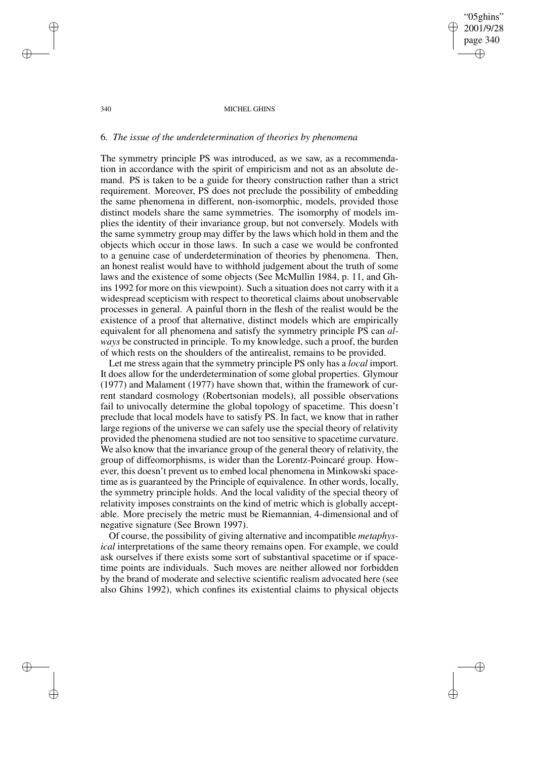## 6. *The issue of the underdetermination of theories by phenomena*

The symmetry principle PS was introduced, as we saw, as a recommendation in accordance with the spirit of empiricism and not as an absolute demand. PS is taken to be a guide for theory construction rather than a strict requirement. Moreover, PS does not preclude the possibility of embedding the same phenomena in different, non-isomorphic, models, provided those distinct models share the same symmetries. The isomorphy of models implies the identity of their invariance group, but not conversely. Models with the same symmetry group may differ by the laws which hold in them and the objects which occur in those laws. In such a case we would be confronted to a genuine case of underdetermination of theories by phenomena. Then, an honest realist would have to withhold judgement about the truth of some laws and the existence of some objects (See McMullin 1984, p. 11, and Ghins 1992 for more on this viewpoint). Such a situation does not carry with it a widespread scepticism with respect to theoretical claims about unobservable processes in general. A painful thorn in the flesh of the realist would be the existence of a proof that alternative, distinct models which are empirically equivalent for all phenomena and satisfy the symmetry principle PS can *always* be constructed in principle. To my knowledge, such a proof, the burden of which rests on the shoulders of the antirealist, remains to be provided.

Let me stress again that the symmetry principle PS only has a *local* import. It does allow for the underdetermination of some global properties. Glymour (1977) and Malament (1977) have shown that, within the framework of current standard cosmology (Robertsonian models), all possible observations fail to univocally determine the global topology of spacetime. This doesn't preclude that local models have to satisfy PS. In fact, we know that in rather large regions of the universe we can safely use the special theory of relativity provided the phenomena studied are not too sensitive to spacetime curvature. We also know that the invariance group of the general theory of relativity, the group of diffeomorphisms, is wider than the Lorentz-Poincaré group. However, this doesn't prevent us to embed local phenomena in Minkowski spacetime as is guaranteed by the Principle of equivalence. In other words, locally, the symmetry principle holds. And the local validity of the special theory of relativity imposes constraints on the kind of metric which is globally acceptable. More precisely the metric must be Riemannian, 4-dimensional and of negative signature (See Brown 1997).

Of course, the possibility of giving alternative and incompatible *metaphysical* interpretations of the same theory remains open. For example, we could ask ourselves if there exists some sort of substantival spacetime or if spacetime points are individuals. Such moves are neither allowed nor forbidden by the brand of moderate and selective scientific realism advocated here (see also Ghins 1992), which confines its existential claims to physical objects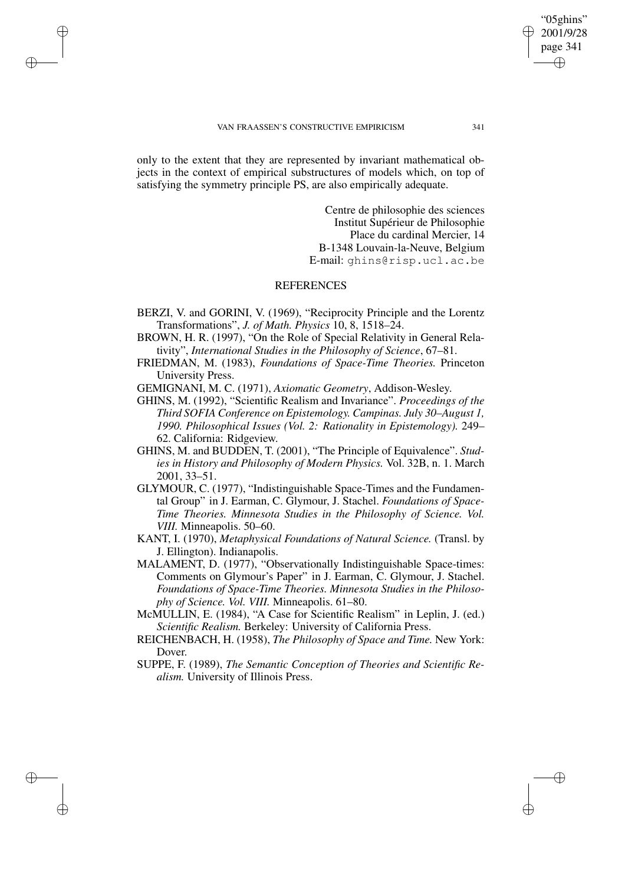only to the extent that they are represented by invariant mathematical objects in the context of empirical substructures of models which, on top of satisfying the symmetry principle PS, are also empirically adequate.

Centre de philosophie des sciences
Institut Supérieur de Philosophie
Place du cardinal Mercier, 14
B-1348 Louvain-la-Neuve, Belgium
E-mail: ghins@risp.ucl.ac.be

## REFERENCES

BERZI, V. and GORINI, V. (1969), "Reciprocity Principle and the Lorentz Transformations", *J. of Math. Physics* 10, 8, 1518–24.

BROWN, H. R. (1997), "On the Role of Special Relativity in General Relativity", *International Studies in the Philosophy of Science*, 67–81.

FRIEDMAN, M. (1983), *Foundations of Space-Time Theories.* Princeton University Press.

GEMIGNANI, M. C. (1971), *Axiomatic Geometry*, Addison-Wesley.

GHINS, M. (1992), "Scientific Realism and Invariance". *Proceedings of the Third SOFIA Conference on Epistemology. Campinas. July 30–August 1, 1990. Philosophical Issues (Vol. 2: Rationality in Epistemology).* 249–62. California: Ridgeview.

GHINS, M. and BUDDEN, T. (2001), "The Principle of Equivalence". *Studies in History and Philosophy of Modern Physics.* Vol. 32B, n. 1. March 2001, 33–51.

GLYMOUR, C. (1977), "Indistinguishable Space-Times and the Fundamental Group" in J. Earman, C. Glymour, J. Stachel. *Foundations of Space-Time Theories. Minnesota Studies in the Philosophy of Science. Vol. VIII.* Minneapolis. 50–60.

KANT, I. (1970), *Metaphysical Foundations of Natural Science.* (Transl. by J. Ellington). Indianapolis.

MALAMENT, D. (1977), "Observationally Indistinguishable Space-times: Comments on Glymour's Paper" in J. Earman, C. Glymour, J. Stachel. *Foundations of Space-Time Theories. Minnesota Studies in the Philosophy of Science. Vol. VIII.* Minneapolis. 61–80.

McMULLIN, E. (1984), "A Case for Scientific Realism" in Leplin, J. (ed.) *Scientific Realism.* Berkeley: University of California Press.

REICHENBACH, H. (1958), *The Philosophy of Space and Time.* New York: Dover.

SUPPE, F. (1989), *The Semantic Conception of Theories and Scientific Realism.* University of Illinois Press.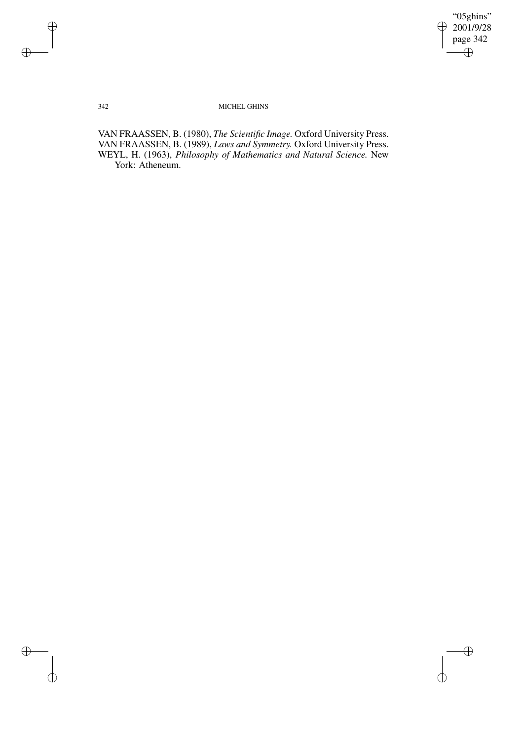VAN FRAASSEN, B. (1980), *The Scientific Image.* Oxford University Press.

VAN FRAASSEN, B. (1989), *Laws and Symmetry.* Oxford University Press.

WEYL, H. (1963), *Philosophy of Mathematics and Natural Science.* New York: Atheneum.